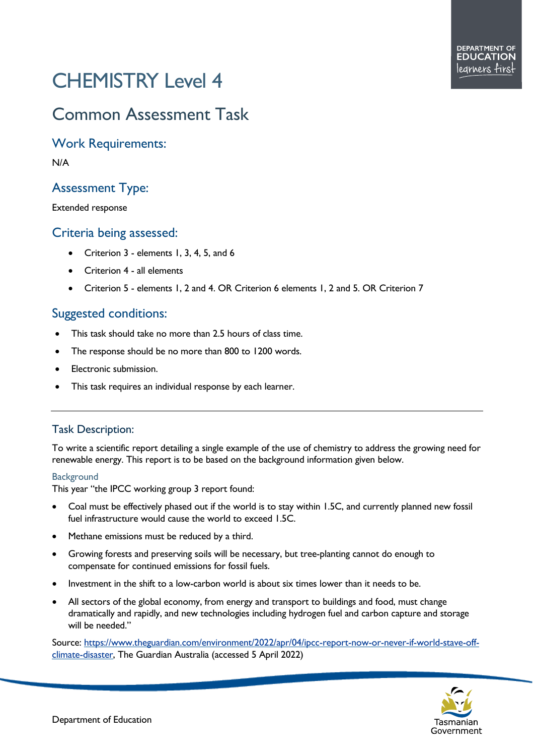# CHEMISTRY Level 4

## Common Assessment Task

### Work Requirements:

N/A

### Assessment Type:

Extended response

### Criteria being assessed:

- Criterion 3 - elements 1, 3, 4, 5, and 6
- Criterion 4 - all elements
- Criterion 5 - elements 1, 2 and 4. OR Criterion 6 elements 1, 2 and 5. OR Criterion 7

### Suggested conditions:

- This task should take no more than 2.5 hours of class time.
- The response should be no more than 800 to 1200 words.
- Electronic submission.
- This task requires an individual response by each learner.

---

### Task Description:

To write a scientific report detailing a single example of the use of chemistry to address the growing need for renewable energy. This report is to be based on the background information given below.

#### Background

This year "the IPCC working group 3 report found:

- Coal must be effectively phased out if the world is to stay within 1.5C, and currently planned new fossil fuel infrastructure would cause the world to exceed 1.5C.
- Methane emissions must be reduced by a third.
- Growing forests and preserving soils will be necessary, but tree-planting cannot do enough to compensate for continued emissions for fossil fuels.
- Investment in the shift to a low-carbon world is about six times lower than it needs to be.
- All sectors of the global economy, from energy and transport to buildings and food, must change dramatically and rapidly, and new technologies including hydrogen fuel and carbon capture and storage will be needed."

Source: [https://www.theguardian.com/environment/2022/apr/04/ipcc-report-now-or-never-if-world-stave-off-climate-disaster](https://www.theguardian.com/environment/2022/apr/04/ipcc-report-now-or-never-if-world-stave-off-climate-disaster), The Guardian Australia (accessed 5 April 2022)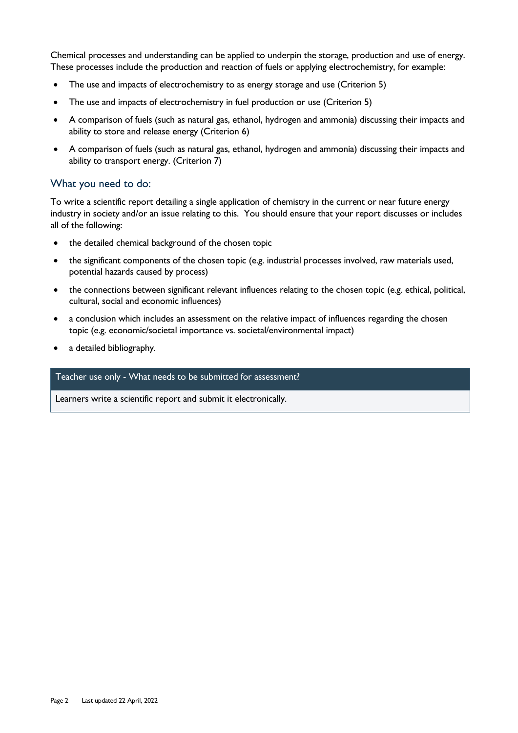Chemical processes and understanding can be applied to underpin the storage, production and use of energy. These processes include the production and reaction of fuels or applying electrochemistry, for example:

- The use and impacts of electrochemistry to as energy storage and use (Criterion 5)
- The use and impacts of electrochemistry in fuel production or use (Criterion 5)
- A comparison of fuels (such as natural gas, ethanol, hydrogen and ammonia) discussing their impacts and ability to store and release energy (Criterion 6)
- A comparison of fuels (such as natural gas, ethanol, hydrogen and ammonia) discussing their impacts and ability to transport energy. (Criterion 7)

## What you need to do:

To write a scientific report detailing a single application of chemistry in the current or near future energy industry in society and/or an issue relating to this. You should ensure that your report discusses or includes all of the following:

- the detailed chemical background of the chosen topic
- the significant components of the chosen topic (e.g. industrial processes involved, raw materials used, potential hazards caused by process)
- the connections between significant relevant influences relating to the chosen topic (e.g. ethical, political, cultural, social and economic influences)
- a conclusion which includes an assessment on the relative impact of influences regarding the chosen topic (e.g. economic/societal importance vs. societal/environmental impact)
- a detailed bibliography.

| Teacher use only - What needs to be submitted for assessment? |
| --- |
| Learners write a scientific report and submit it electronically. |